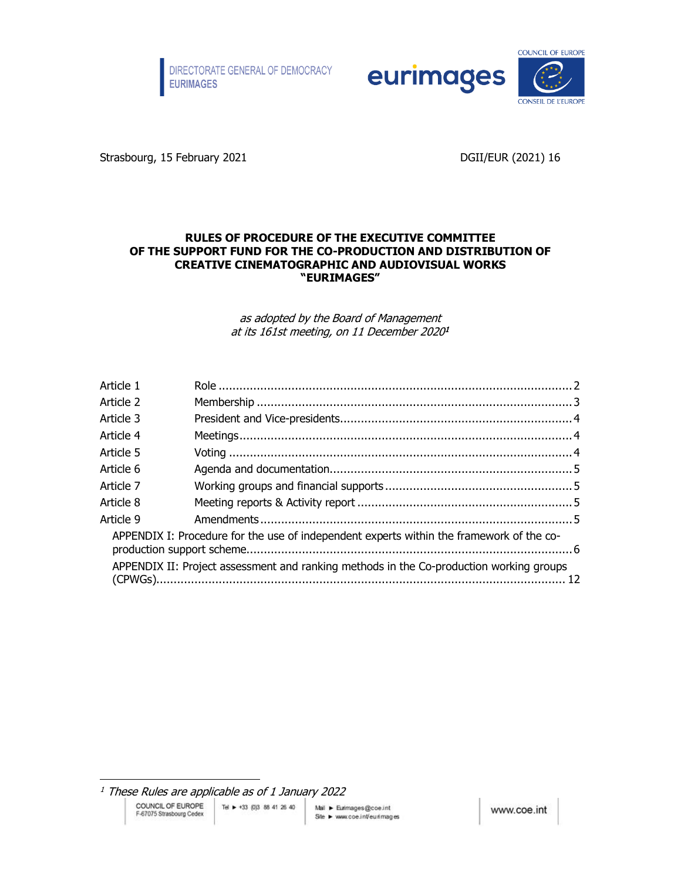DIRECTORATE GENERAL OF DEMOCRACY
EURIMAGES

Strasbourg, 15 February 2021 DGII/EUR (2021) 16

# RULES OF PROCEDURE OF THE EXECUTIVE COMMITTEE OF THE SUPPORT FUND FOR THE CO-PRODUCTION AND DISTRIBUTION OF CREATIVE CINEMATOGRAPHIC AND AUDIOVISUAL WORKS "EURIMAGES"

*as adopted by the Board of Management at its 161st meeting, on 11 December 2020[1]*

| | | |
|---|---|---|
| Article 1 | Role | 2 |
| Article 2 | Membership | 3 |
| Article 3 | President and Vice-presidents | 4 |
| Article 4 | Meetings | 4 |
| Article 5 | Voting | 4 |
| Article 6 | Agenda and documentation | 5 |
| Article 7 | Working groups and financial supports | 5 |
| Article 8 | Meeting reports & Activity report | 5 |
| Article 9 | Amendments | 5 |
| APPENDIX I: Procedure for the use of independent experts within the framework of the co-production support scheme | | 6 |
| APPENDIX II: Project assessment and ranking methods in the Co-production working groups (CPWGs) | | 12 |

[1] *These Rules are applicable as of 1 January 2022*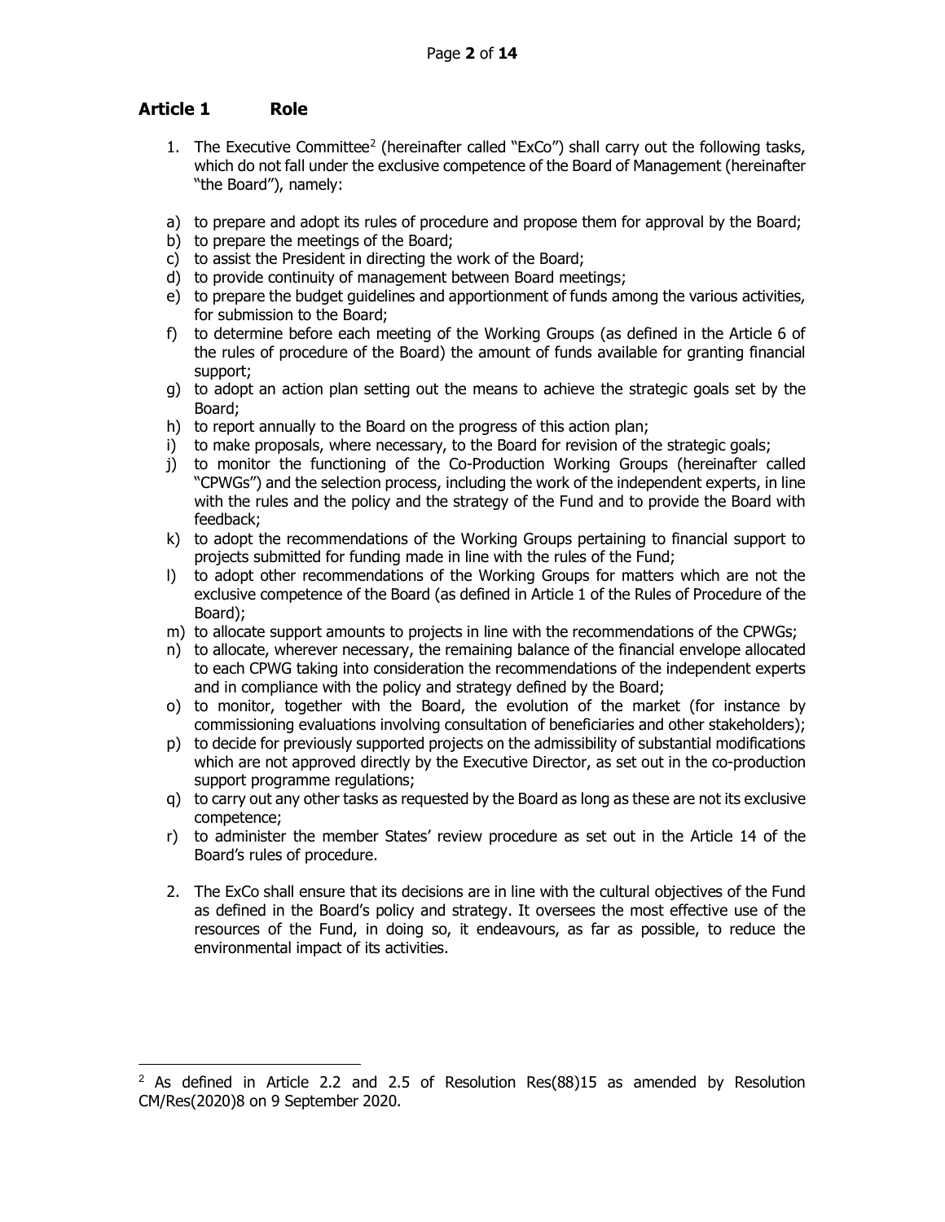## Article 1 Role

1. The Executive Committee[2] (hereinafter called "ExCo") shall carry out the following tasks, which do not fall under the exclusive competence of the Board of Management (hereinafter "the Board"), namely:

a) to prepare and adopt its rules of procedure and propose them for approval by the Board;
b) to prepare the meetings of the Board;
c) to assist the President in directing the work of the Board;
d) to provide continuity of management between Board meetings;
e) to prepare the budget guidelines and apportionment of funds among the various activities, for submission to the Board;
f) to determine before each meeting of the Working Groups (as defined in the Article 6 of the rules of procedure of the Board) the amount of funds available for granting financial support;
g) to adopt an action plan setting out the means to achieve the strategic goals set by the Board;
h) to report annually to the Board on the progress of this action plan;
i) to make proposals, where necessary, to the Board for revision of the strategic goals;
j) to monitor the functioning of the Co-Production Working Groups (hereinafter called "CPWGs") and the selection process, including the work of the independent experts, in line with the rules and the policy and the strategy of the Fund and to provide the Board with feedback;
k) to adopt the recommendations of the Working Groups pertaining to financial support to projects submitted for funding made in line with the rules of the Fund;
l) to adopt other recommendations of the Working Groups for matters which are not the exclusive competence of the Board (as defined in Article 1 of the Rules of Procedure of the Board);
m) to allocate support amounts to projects in line with the recommendations of the CPWGs;
n) to allocate, wherever necessary, the remaining balance of the financial envelope allocated to each CPWG taking into consideration the recommendations of the independent experts and in compliance with the policy and strategy defined by the Board;
o) to monitor, together with the Board, the evolution of the market (for instance by commissioning evaluations involving consultation of beneficiaries and other stakeholders);
p) to decide for previously supported projects on the admissibility of substantial modifications which are not approved directly by the Executive Director, as set out in the co-production support programme regulations;
q) to carry out any other tasks as requested by the Board as long as these are not its exclusive competence;
r) to administer the member States' review procedure as set out in the Article 14 of the Board's rules of procedure.

2. The ExCo shall ensure that its decisions are in line with the cultural objectives of the Fund as defined in the Board's policy and strategy. It oversees the most effective use of the resources of the Fund, in doing so, it endeavours, as far as possible, to reduce the environmental impact of its activities.

---

[2] As defined in Article 2.2 and 2.5 of Resolution Res(88)15 as amended by Resolution CM/Res(2020)8 on 9 September 2020.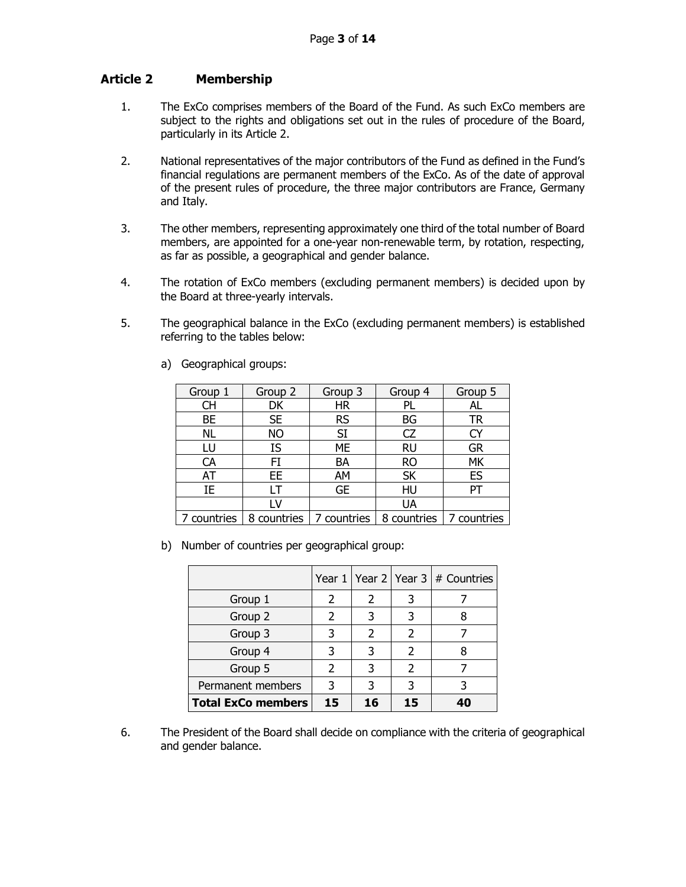## Article 2 Membership

1. The ExCo comprises members of the Board of the Fund. As such ExCo members are subject to the rights and obligations set out in the rules of procedure of the Board, particularly in its Article 2.

2. National representatives of the major contributors of the Fund as defined in the Fund's financial regulations are permanent members of the ExCo. As of the date of approval of the present rules of procedure, the three major contributors are France, Germany and Italy.

3. The other members, representing approximately one third of the total number of Board members, are appointed for a one-year non-renewable term, by rotation, respecting, as far as possible, a geographical and gender balance.

4. The rotation of ExCo members (excluding permanent members) is decided upon by the Board at three-yearly intervals.

5. The geographical balance in the ExCo (excluding permanent members) is established referring to the tables below:

   a) Geographical groups:

| Group 1 | Group 2 | Group 3 | Group 4 | Group 5 |
|---|---|---|---|---|
| CH | DK | HR | PL | AL |
| BE | SE | RS | BG | TR |
| NL | NO | SI | CZ | CY |
| LU | IS | ME | RU | GR |
| CA | FI | BA | RO | MK |
| AT | EE | AM | SK | ES |
| IE | LT | GE | HU | PT |
| | LV | | UA | |
| 7 countries | 8 countries | 7 countries | 8 countries | 7 countries |

   b) Number of countries per geographical group:

| | Year 1 | Year 2 | Year 3 | # Countries |
|---|---|---|---|---|
| Group 1 | 2 | 2 | 3 | 7 |
| Group 2 | 2 | 3 | 3 | 8 |
| Group 3 | 3 | 2 | 2 | 7 |
| Group 4 | 3 | 3 | 2 | 8 |
| Group 5 | 2 | 3 | 2 | 7 |
| Permanent members | 3 | 3 | 3 | 3 |
| **Total ExCo members** | **15** | **16** | **15** | **40** |

6. The President of the Board shall decide on compliance with the criteria of geographical and gender balance.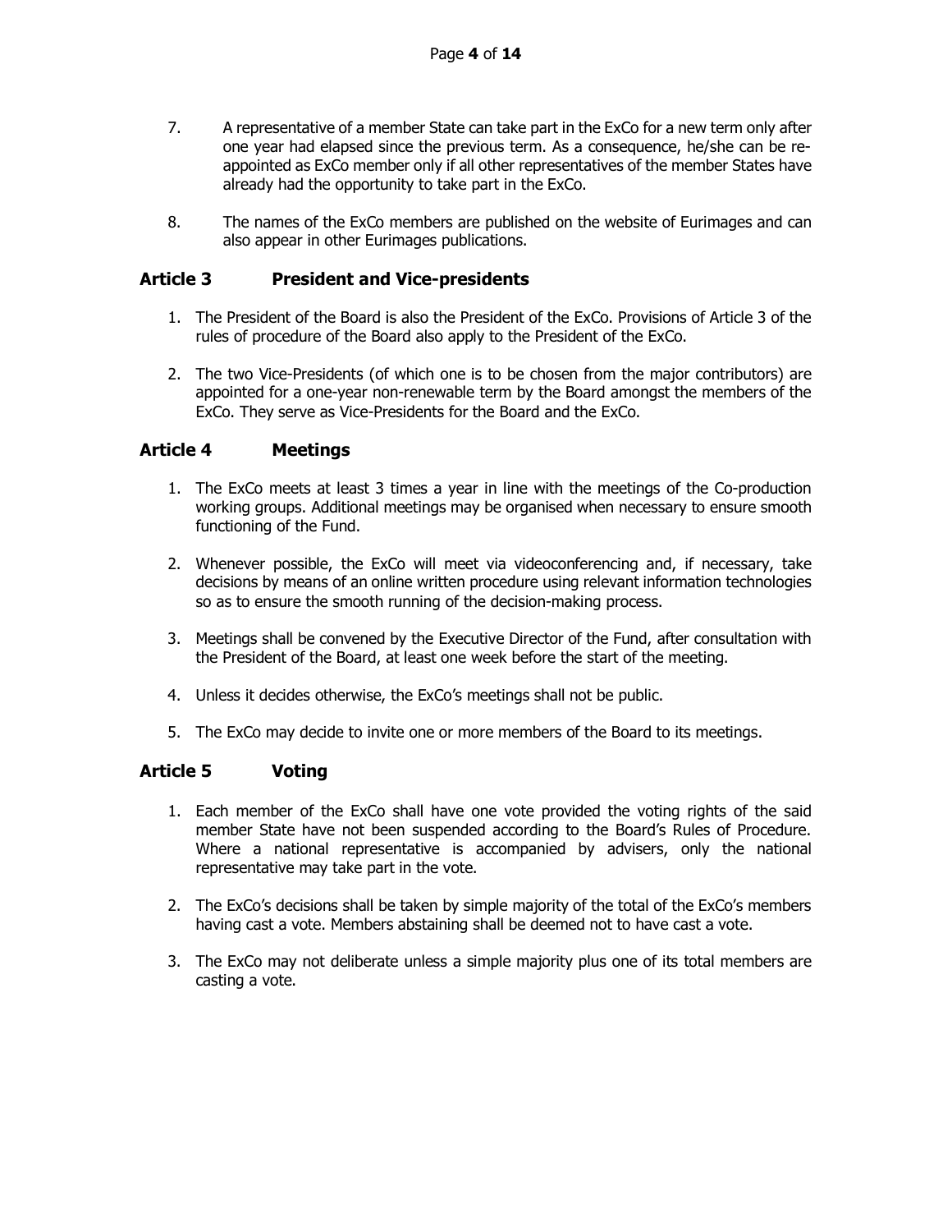7. A representative of a member State can take part in the ExCo for a new term only after one year had elapsed since the previous term. As a consequence, he/she can be re-appointed as ExCo member only if all other representatives of the member States have already had the opportunity to take part in the ExCo.

8. The names of the ExCo members are published on the website of Eurimages and can also appear in other Eurimages publications.

## Article 3 President and Vice-presidents

1. The President of the Board is also the President of the ExCo. Provisions of Article 3 of the rules of procedure of the Board also apply to the President of the ExCo.
2. The two Vice-Presidents (of which one is to be chosen from the major contributors) are appointed for a one-year non-renewable term by the Board amongst the members of the ExCo. They serve as Vice-Presidents for the Board and the ExCo.

## Article 4 Meetings

1. The ExCo meets at least 3 times a year in line with the meetings of the Co-production working groups. Additional meetings may be organised when necessary to ensure smooth functioning of the Fund.
2. Whenever possible, the ExCo will meet via videoconferencing and, if necessary, take decisions by means of an online written procedure using relevant information technologies so as to ensure the smooth running of the decision-making process.
3. Meetings shall be convened by the Executive Director of the Fund, after consultation with the President of the Board, at least one week before the start of the meeting.
4. Unless it decides otherwise, the ExCo's meetings shall not be public.
5. The ExCo may decide to invite one or more members of the Board to its meetings.

## Article 5 Voting

1. Each member of the ExCo shall have one vote provided the voting rights of the said member State have not been suspended according to the Board's Rules of Procedure. Where a national representative is accompanied by advisers, only the national representative may take part in the vote.
2. The ExCo's decisions shall be taken by simple majority of the total of the ExCo's members having cast a vote. Members abstaining shall be deemed not to have cast a vote.
3. The ExCo may not deliberate unless a simple majority plus one of its total members are casting a vote.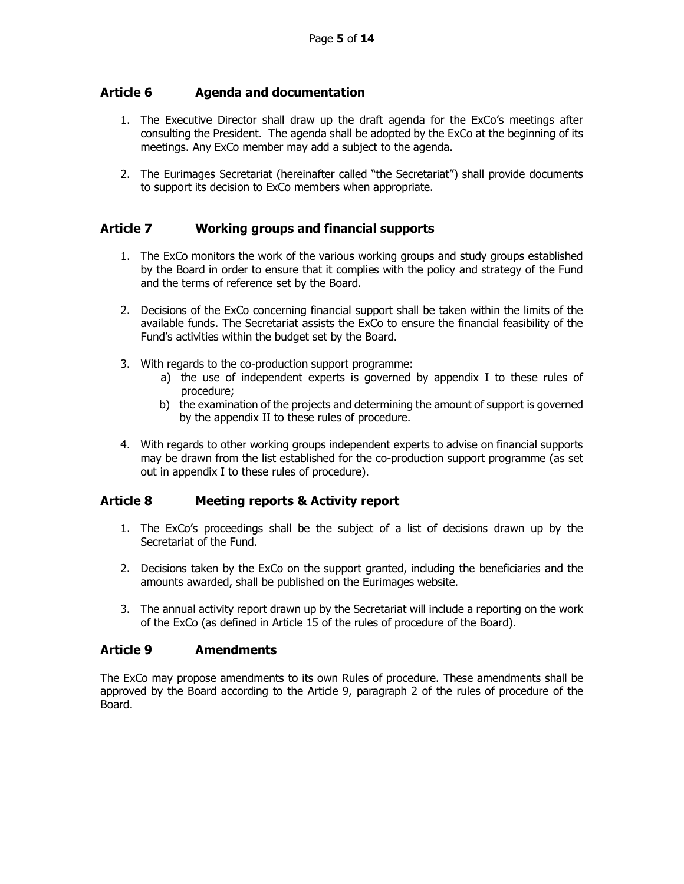## Article 6 Agenda and documentation

1. The Executive Director shall draw up the draft agenda for the ExCo's meetings after consulting the President. The agenda shall be adopted by the ExCo at the beginning of its meetings. Any ExCo member may add a subject to the agenda.

2. The Eurimages Secretariat (hereinafter called "the Secretariat") shall provide documents to support its decision to ExCo members when appropriate.

## Article 7 Working groups and financial supports

1. The ExCo monitors the work of the various working groups and study groups established by the Board in order to ensure that it complies with the policy and strategy of the Fund and the terms of reference set by the Board.

2. Decisions of the ExCo concerning financial support shall be taken within the limits of the available funds. The Secretariat assists the ExCo to ensure the financial feasibility of the Fund's activities within the budget set by the Board.

3. With regards to the co-production support programme:
   a) the use of independent experts is governed by appendix I to these rules of procedure;
   b) the examination of the projects and determining the amount of support is governed by the appendix II to these rules of procedure.

4. With regards to other working groups independent experts to advise on financial supports may be drawn from the list established for the co-production support programme (as set out in appendix I to these rules of procedure).

## Article 8 Meeting reports & Activity report

1. The ExCo's proceedings shall be the subject of a list of decisions drawn up by the Secretariat of the Fund.

2. Decisions taken by the ExCo on the support granted, including the beneficiaries and the amounts awarded, shall be published on the Eurimages website.

3. The annual activity report drawn up by the Secretariat will include a reporting on the work of the ExCo (as defined in Article 15 of the rules of procedure of the Board).

## Article 9 Amendments

The ExCo may propose amendments to its own Rules of procedure. These amendments shall be approved by the Board according to the Article 9, paragraph 2 of the rules of procedure of the Board.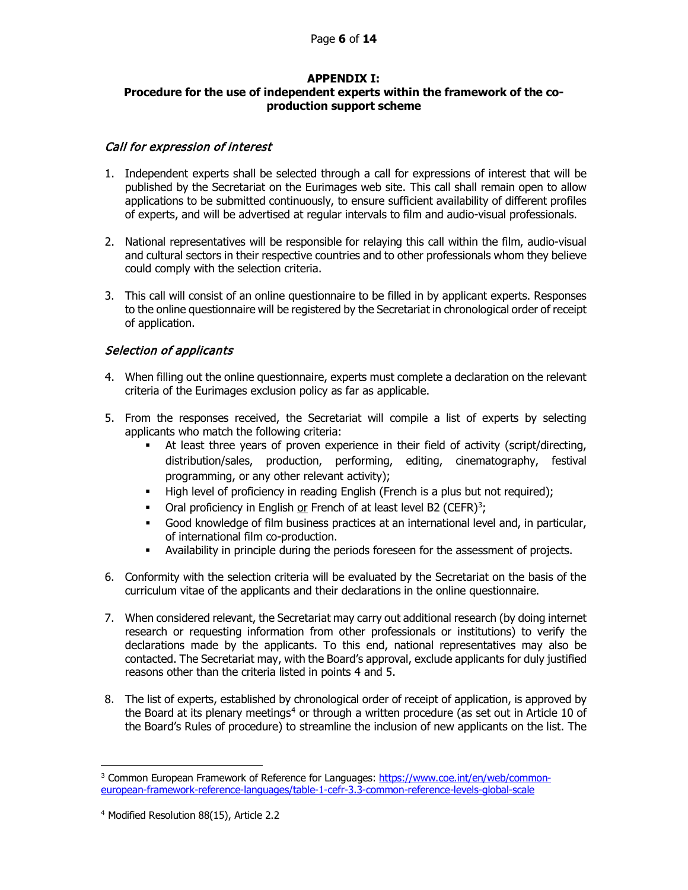## APPENDIX I:
## Procedure for the use of independent experts within the framework of the co-production support scheme

### *Call for expression of interest*

1. Independent experts shall be selected through a call for expressions of interest that will be published by the Secretariat on the Eurimages web site. This call shall remain open to allow applications to be submitted continuously, to ensure sufficient availability of different profiles of experts, and will be advertised at regular intervals to film and audio-visual professionals.

2. National representatives will be responsible for relaying this call within the film, audio-visual and cultural sectors in their respective countries and to other professionals whom they believe could comply with the selection criteria.

3. This call will consist of an online questionnaire to be filled in by applicant experts. Responses to the online questionnaire will be registered by the Secretariat in chronological order of receipt of application.

### *Selection of applicants*

4. When filling out the online questionnaire, experts must complete a declaration on the relevant criteria of the Eurimages exclusion policy as far as applicable.

5. From the responses received, the Secretariat will compile a list of experts by selecting applicants who match the following criteria:
   - At least three years of proven experience in their field of activity (script/directing, distribution/sales, production, performing, editing, cinematography, festival programming, or any other relevant activity);
   - High level of proficiency in reading English (French is a plus but not required);
   - Oral proficiency in English <u>or</u> French of at least level B2 (CEFR)[3];
   - Good knowledge of film business practices at an international level and, in particular, of international film co-production.
   - Availability in principle during the periods foreseen for the assessment of projects.

6. Conformity with the selection criteria will be evaluated by the Secretariat on the basis of the curriculum vitae of the applicants and their declarations in the online questionnaire.

7. When considered relevant, the Secretariat may carry out additional research (by doing internet research or requesting information from other professionals or institutions) to verify the declarations made by the applicants. To this end, national representatives may also be contacted. The Secretariat may, with the Board's approval, exclude applicants for duly justified reasons other than the criteria listed in points 4 and 5.

8. The list of experts, established by chronological order of receipt of application, is approved by the Board at its plenary meetings[4] or through a written procedure (as set out in Article 10 of the Board's Rules of procedure) to streamline the inclusion of new applicants on the list. The

---

[3] Common European Framework of Reference for Languages: https://www.coe.int/en/web/common-european-framework-reference-languages/table-1-cefr-3.3-common-reference-levels-global-scale

[4] Modified Resolution 88(15), Article 2.2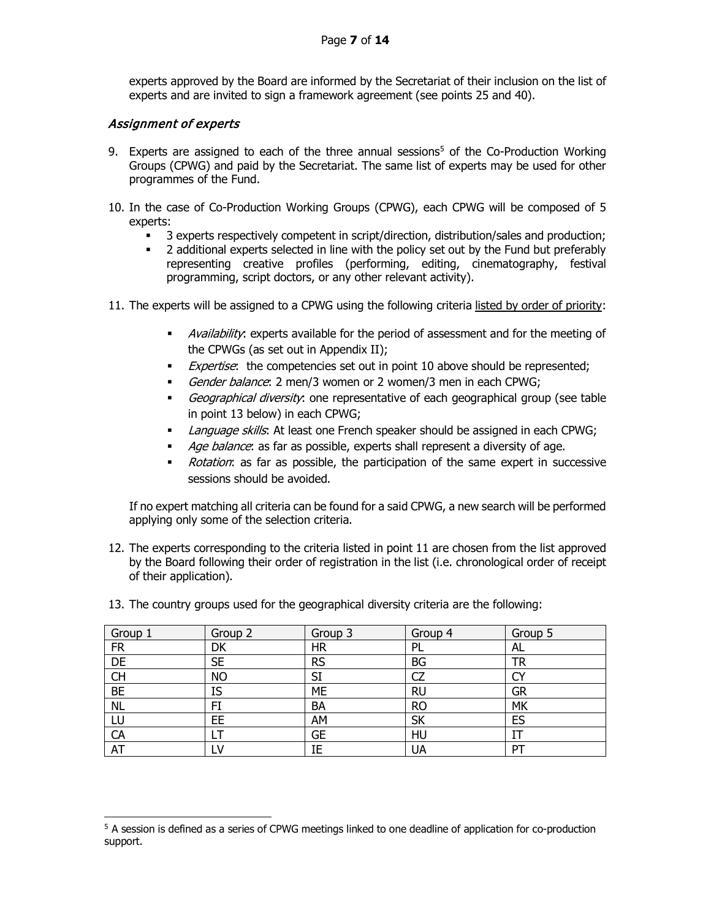experts approved by the Board are informed by the Secretariat of their inclusion on the list of experts and are invited to sign a framework agreement (see points 25 and 40).

### *Assignment of experts*

9. Experts are assigned to each of the three annual sessions[5] of the Co-Production Working Groups (CPWG) and paid by the Secretariat. The same list of experts may be used for other programmes of the Fund.

10. In the case of Co-Production Working Groups (CPWG), each CPWG will be composed of 5 experts:
    - 3 experts respectively competent in script/direction, distribution/sales and production;
    - 2 additional experts selected in line with the policy set out by the Fund but preferably representing creative profiles (performing, editing, cinematography, festival programming, script doctors, or any other relevant activity).

11. The experts will be assigned to a CPWG using the following criteria listed by order of priority:

    - *Availability*: experts available for the period of assessment and for the meeting of the CPWGs (as set out in Appendix II);
    - *Expertise*: the competencies set out in point 10 above should be represented;
    - *Gender balance*: 2 men/3 women or 2 women/3 men in each CPWG;
    - *Geographical diversity*: one representative of each geographical group (see table in point 13 below) in each CPWG;
    - *Language skills*: At least one French speaker should be assigned in each CPWG;
    - *Age balance*: as far as possible, experts shall represent a diversity of age.
    - *Rotation*: as far as possible, the participation of the same expert in successive sessions should be avoided.

    If no expert matching all criteria can be found for a said CPWG, a new search will be performed applying only some of the selection criteria.

12. The experts corresponding to the criteria listed in point 11 are chosen from the list approved by the Board following their order of registration in the list (i.e. chronological order of receipt of their application).

13. The country groups used for the geographical diversity criteria are the following:

| Group 1 | Group 2 | Group 3 | Group 4 | Group 5 |
|---|---|---|---|---|
| FR | DK | HR | PL | AL |
| DE | SE | RS | BG | TR |
| CH | NO | SI | CZ | CY |
| BE | IS | ME | RU | GR |
| NL | FI | BA | RO | MK |
| LU | EE | AM | SK | ES |
| CA | LT | GE | HU | IT |
| AT | LV | IE | UA | PT |

[5] A session is defined as a series of CPWG meetings linked to one deadline of application for co-production support.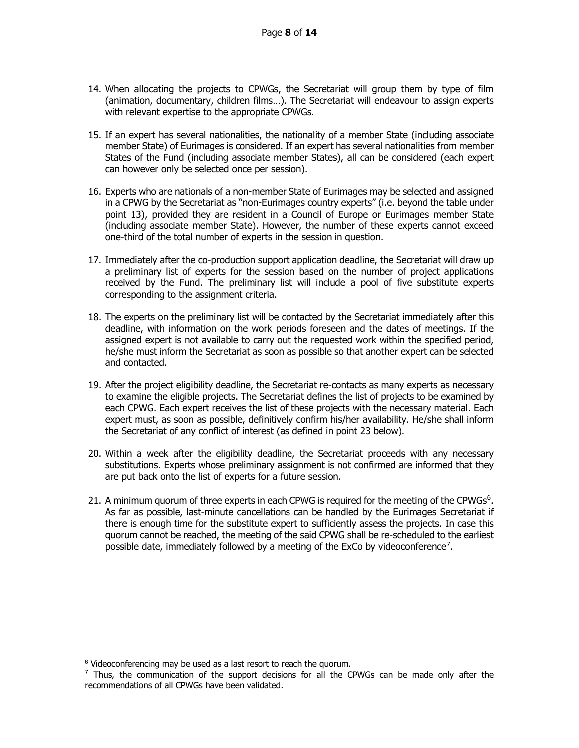14. When allocating the projects to CPWGs, the Secretariat will group them by type of film (animation, documentary, children films…). The Secretariat will endeavour to assign experts with relevant expertise to the appropriate CPWGs.

15. If an expert has several nationalities, the nationality of a member State (including associate member State) of Eurimages is considered. If an expert has several nationalities from member States of the Fund (including associate member States), all can be considered (each expert can however only be selected once per session).

16. Experts who are nationals of a non-member State of Eurimages may be selected and assigned in a CPWG by the Secretariat as "non-Eurimages country experts" (i.e. beyond the table under point 13), provided they are resident in a Council of Europe or Eurimages member State (including associate member State). However, the number of these experts cannot exceed one-third of the total number of experts in the session in question.

17. Immediately after the co-production support application deadline, the Secretariat will draw up a preliminary list of experts for the session based on the number of project applications received by the Fund. The preliminary list will include a pool of five substitute experts corresponding to the assignment criteria.

18. The experts on the preliminary list will be contacted by the Secretariat immediately after this deadline, with information on the work periods foreseen and the dates of meetings. If the assigned expert is not available to carry out the requested work within the specified period, he/she must inform the Secretariat as soon as possible so that another expert can be selected and contacted.

19. After the project eligibility deadline, the Secretariat re-contacts as many experts as necessary to examine the eligible projects. The Secretariat defines the list of projects to be examined by each CPWG. Each expert receives the list of these projects with the necessary material. Each expert must, as soon as possible, definitively confirm his/her availability. He/she shall inform the Secretariat of any conflict of interest (as defined in point 23 below).

20. Within a week after the eligibility deadline, the Secretariat proceeds with any necessary substitutions. Experts whose preliminary assignment is not confirmed are informed that they are put back onto the list of experts for a future session.

21. A minimum quorum of three experts in each CPWG is required for the meeting of the CPWGs[6]. As far as possible, last-minute cancellations can be handled by the Eurimages Secretariat if there is enough time for the substitute expert to sufficiently assess the projects. In case this quorum cannot be reached, the meeting of the said CPWG shall be re-scheduled to the earliest possible date, immediately followed by a meeting of the ExCo by videoconference[7].

---

[6] Videoconferencing may be used as a last resort to reach the quorum.

[7] Thus, the communication of the support decisions for all the CPWGs can be made only after the recommendations of all CPWGs have been validated.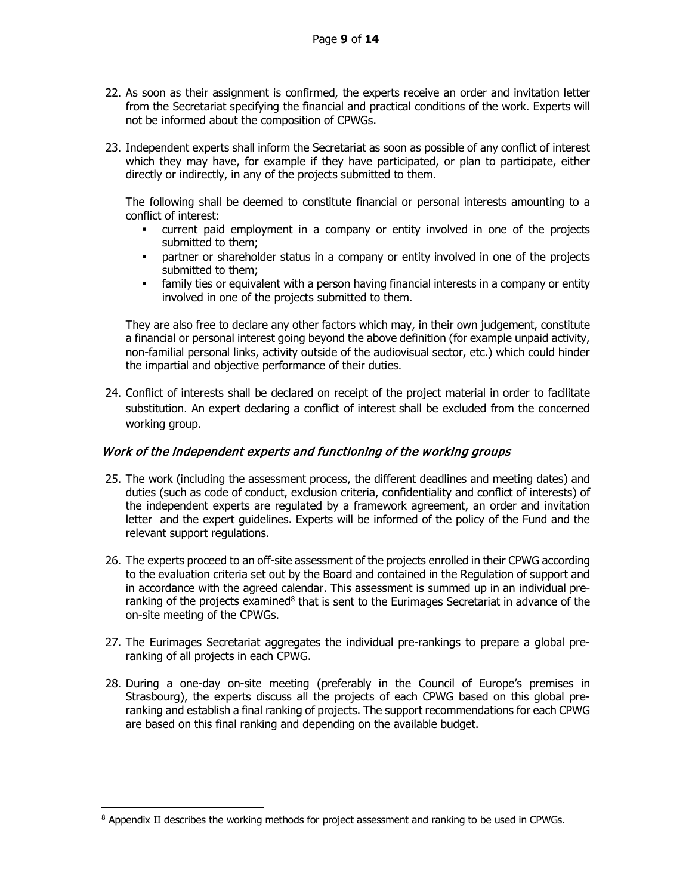22. As soon as their assignment is confirmed, the experts receive an order and invitation letter from the Secretariat specifying the financial and practical conditions of the work. Experts will not be informed about the composition of CPWGs.

23. Independent experts shall inform the Secretariat as soon as possible of any conflict of interest which they may have, for example if they have participated, or plan to participate, either directly or indirectly, in any of the projects submitted to them.

    The following shall be deemed to constitute financial or personal interests amounting to a conflict of interest:
    - current paid employment in a company or entity involved in one of the projects submitted to them;
    - partner or shareholder status in a company or entity involved in one of the projects submitted to them;
    - family ties or equivalent with a person having financial interests in a company or entity involved in one of the projects submitted to them.

    They are also free to declare any other factors which may, in their own judgement, constitute a financial or personal interest going beyond the above definition (for example unpaid activity, non-familial personal links, activity outside of the audiovisual sector, etc.) which could hinder the impartial and objective performance of their duties.

24. Conflict of interests shall be declared on receipt of the project material in order to facilitate substitution. An expert declaring a conflict of interest shall be excluded from the concerned working group.

### *Work of the independent experts and functioning of the working groups*

25. The work (including the assessment process, the different deadlines and meeting dates) and duties (such as code of conduct, exclusion criteria, confidentiality and conflict of interests) of the independent experts are regulated by a framework agreement, an order and invitation letter and the expert guidelines. Experts will be informed of the policy of the Fund and the relevant support regulations.

26. The experts proceed to an off-site assessment of the projects enrolled in their CPWG according to the evaluation criteria set out by the Board and contained in the Regulation of support and in accordance with the agreed calendar. This assessment is summed up in an individual pre-ranking of the projects examined[8] that is sent to the Eurimages Secretariat in advance of the on-site meeting of the CPWGs.

27. The Eurimages Secretariat aggregates the individual pre-rankings to prepare a global pre-ranking of all projects in each CPWG.

28. During a one-day on-site meeting (preferably in the Council of Europe's premises in Strasbourg), the experts discuss all the projects of each CPWG based on this global pre-ranking and establish a final ranking of projects. The support recommendations for each CPWG are based on this final ranking and depending on the available budget.

---

[8] Appendix II describes the working methods for project assessment and ranking to be used in CPWGs.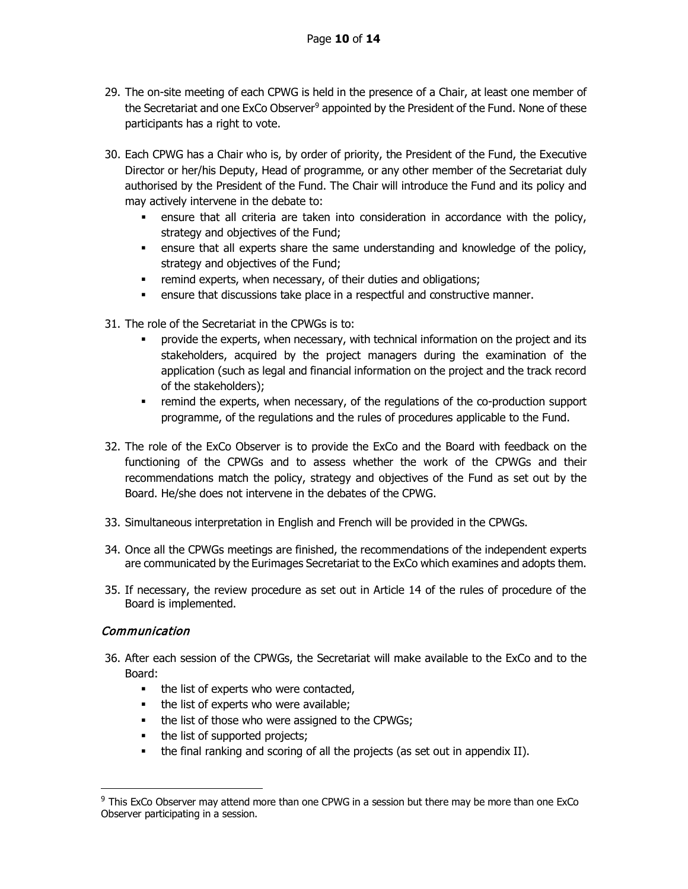29. The on-site meeting of each CPWG is held in the presence of a Chair, at least one member of the Secretariat and one ExCo Observer[9] appointed by the President of the Fund. None of these participants has a right to vote.

30. Each CPWG has a Chair who is, by order of priority, the President of the Fund, the Executive Director or her/his Deputy, Head of programme, or any other member of the Secretariat duly authorised by the President of the Fund. The Chair will introduce the Fund and its policy and may actively intervene in the debate to:
    - ensure that all criteria are taken into consideration in accordance with the policy, strategy and objectives of the Fund;
    - ensure that all experts share the same understanding and knowledge of the policy, strategy and objectives of the Fund;
    - remind experts, when necessary, of their duties and obligations;
    - ensure that discussions take place in a respectful and constructive manner.

31. The role of the Secretariat in the CPWGs is to:
    - provide the experts, when necessary, with technical information on the project and its stakeholders, acquired by the project managers during the examination of the application (such as legal and financial information on the project and the track record of the stakeholders);
    - remind the experts, when necessary, of the regulations of the co-production support programme, of the regulations and the rules of procedures applicable to the Fund.

32. The role of the ExCo Observer is to provide the ExCo and the Board with feedback on the functioning of the CPWGs and to assess whether the work of the CPWGs and their recommendations match the policy, strategy and objectives of the Fund as set out by the Board. He/she does not intervene in the debates of the CPWG.

33. Simultaneous interpretation in English and French will be provided in the CPWGs.

34. Once all the CPWGs meetings are finished, the recommendations of the independent experts are communicated by the Eurimages Secretariat to the ExCo which examines and adopts them.

35. If necessary, the review procedure as set out in Article 14 of the rules of procedure of the Board is implemented.

### *Communication*

36. After each session of the CPWGs, the Secretariat will make available to the ExCo and to the Board:
    - the list of experts who were contacted,
    - the list of experts who were available;
    - the list of those who were assigned to the CPWGs;
    - the list of supported projects;
    - the final ranking and scoring of all the projects (as set out in appendix II).

---

[9] This ExCo Observer may attend more than one CPWG in a session but there may be more than one ExCo Observer participating in a session.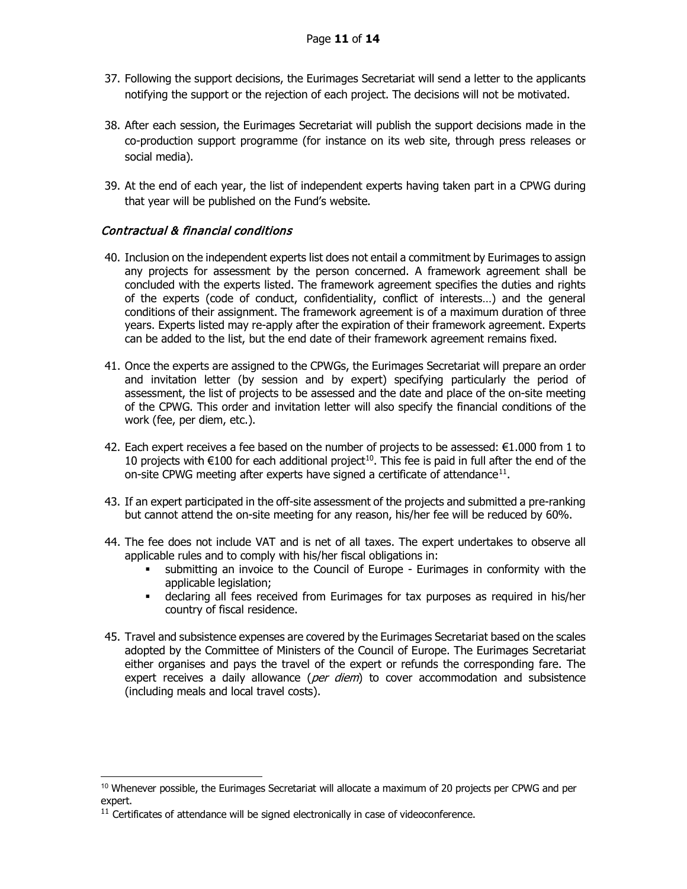37. Following the support decisions, the Eurimages Secretariat will send a letter to the applicants notifying the support or the rejection of each project. The decisions will not be motivated.

38. After each session, the Eurimages Secretariat will publish the support decisions made in the co-production support programme (for instance on its web site, through press releases or social media).

39. At the end of each year, the list of independent experts having taken part in a CPWG during that year will be published on the Fund's website.

### *Contractual & financial conditions*

40. Inclusion on the independent experts list does not entail a commitment by Eurimages to assign any projects for assessment by the person concerned. A framework agreement shall be concluded with the experts listed. The framework agreement specifies the duties and rights of the experts (code of conduct, confidentiality, conflict of interests…) and the general conditions of their assignment. The framework agreement is of a maximum duration of three years. Experts listed may re-apply after the expiration of their framework agreement. Experts can be added to the list, but the end date of their framework agreement remains fixed.

41. Once the experts are assigned to the CPWGs, the Eurimages Secretariat will prepare an order and invitation letter (by session and by expert) specifying particularly the period of assessment, the list of projects to be assessed and the date and place of the on-site meeting of the CPWG. This order and invitation letter will also specify the financial conditions of the work (fee, per diem, etc.).

42. Each expert receives a fee based on the number of projects to be assessed: €1.000 from 1 to 10 projects with €100 for each additional project[10]. This fee is paid in full after the end of the on-site CPWG meeting after experts have signed a certificate of attendance[11].

43. If an expert participated in the off-site assessment of the projects and submitted a pre-ranking but cannot attend the on-site meeting for any reason, his/her fee will be reduced by 60%.

44. The fee does not include VAT and is net of all taxes. The expert undertakes to observe all applicable rules and to comply with his/her fiscal obligations in:
    - submitting an invoice to the Council of Europe - Eurimages in conformity with the applicable legislation;
    - declaring all fees received from Eurimages for tax purposes as required in his/her country of fiscal residence.

45. Travel and subsistence expenses are covered by the Eurimages Secretariat based on the scales adopted by the Committee of Ministers of the Council of Europe. The Eurimages Secretariat either organises and pays the travel of the expert or refunds the corresponding fare. The expert receives a daily allowance (*per diem*) to cover accommodation and subsistence (including meals and local travel costs).

---

[10] Whenever possible, the Eurimages Secretariat will allocate a maximum of 20 projects per CPWG and per expert.

[11] Certificates of attendance will be signed electronically in case of videoconference.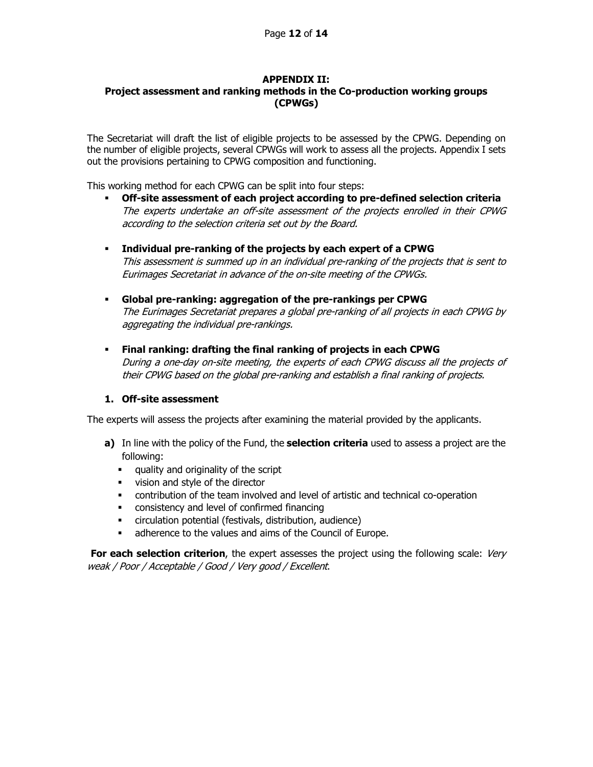## APPENDIX II:
## Project assessment and ranking methods in the Co-production working groups (CPWGs)

The Secretariat will draft the list of eligible projects to be assessed by the CPWG. Depending on the number of eligible projects, several CPWGs will work to assess all the projects. Appendix I sets out the provisions pertaining to CPWG composition and functioning.

This working method for each CPWG can be split into four steps:

- **Off-site assessment of each project according to pre-defined selection criteria**
  *The experts undertake an off-site assessment of the projects enrolled in their CPWG according to the selection criteria set out by the Board.*

- **Individual pre-ranking of the projects by each expert of a CPWG**
  *This assessment is summed up in an individual pre-ranking of the projects that is sent to Eurimages Secretariat in advance of the on-site meeting of the CPWGs.*

- **Global pre-ranking: aggregation of the pre-rankings per CPWG**
  *The Eurimages Secretariat prepares a global pre-ranking of all projects in each CPWG by aggregating the individual pre-rankings.*

- **Final ranking: drafting the final ranking of projects in each CPWG**
  *During a one-day on-site meeting, the experts of each CPWG discuss all the projects of their CPWG based on the global pre-ranking and establish a final ranking of projects.*

### 1. Off-site assessment

The experts will assess the projects after examining the material provided by the applicants.

**a)** In line with the policy of the Fund, the **selection criteria** used to assess a project are the following:

- quality and originality of the script
- vision and style of the director
- contribution of the team involved and level of artistic and technical co-operation
- consistency and level of confirmed financing
- circulation potential (festivals, distribution, audience)
- adherence to the values and aims of the Council of Europe.

**For each selection criterion**, the expert assesses the project using the following scale: *Very weak / Poor / Acceptable / Good / Very good / Excellent*.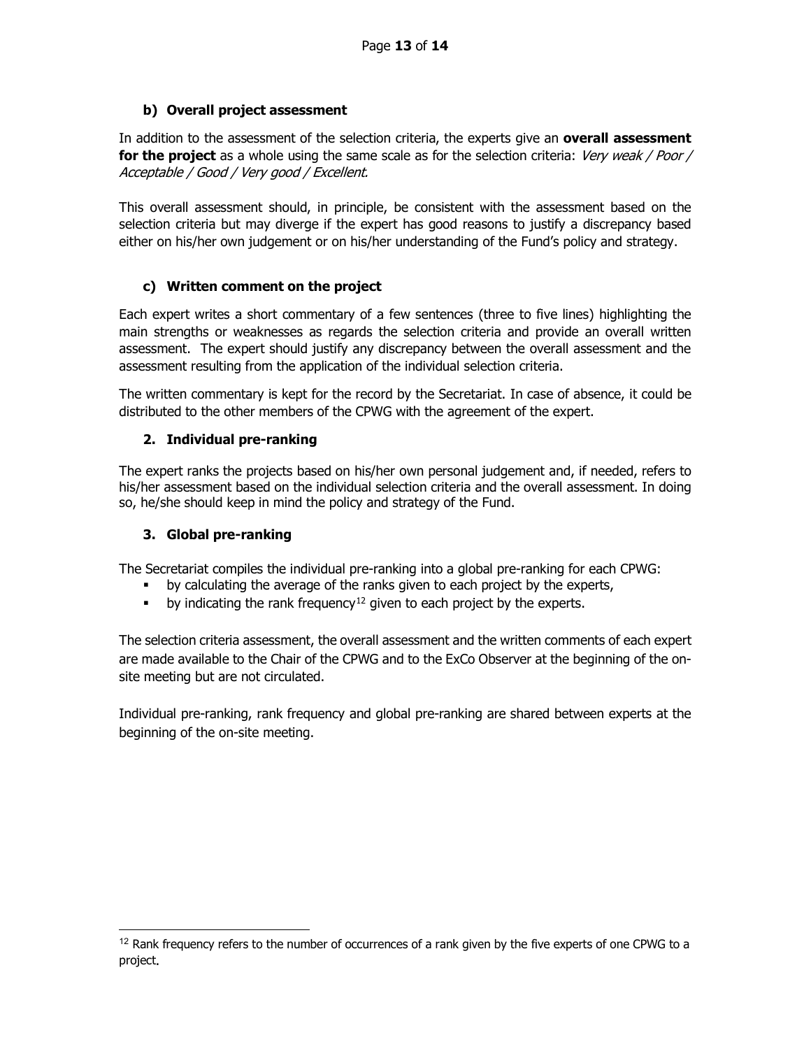### b) Overall project assessment

In addition to the assessment of the selection criteria, the experts give an **overall assessment for the project** as a whole using the same scale as for the selection criteria: *Very weak / Poor / Acceptable / Good / Very good / Excellent.*

This overall assessment should, in principle, be consistent with the assessment based on the selection criteria but may diverge if the expert has good reasons to justify a discrepancy based either on his/her own judgement or on his/her understanding of the Fund's policy and strategy.

### c) Written comment on the project

Each expert writes a short commentary of a few sentences (three to five lines) highlighting the main strengths or weaknesses as regards the selection criteria and provide an overall written assessment. The expert should justify any discrepancy between the overall assessment and the assessment resulting from the application of the individual selection criteria.

The written commentary is kept for the record by the Secretariat. In case of absence, it could be distributed to the other members of the CPWG with the agreement of the expert.

## 2. Individual pre-ranking

The expert ranks the projects based on his/her own personal judgement and, if needed, refers to his/her assessment based on the individual selection criteria and the overall assessment. In doing so, he/she should keep in mind the policy and strategy of the Fund.

## 3. Global pre-ranking

The Secretariat compiles the individual pre-ranking into a global pre-ranking for each CPWG:

- by calculating the average of the ranks given to each project by the experts,
- by indicating the rank frequency[12] given to each project by the experts.

The selection criteria assessment, the overall assessment and the written comments of each expert are made available to the Chair of the CPWG and to the ExCo Observer at the beginning of the on-site meeting but are not circulated.

Individual pre-ranking, rank frequency and global pre-ranking are shared between experts at the beginning of the on-site meeting.

[12] Rank frequency refers to the number of occurrences of a rank given by the five experts of one CPWG to a project.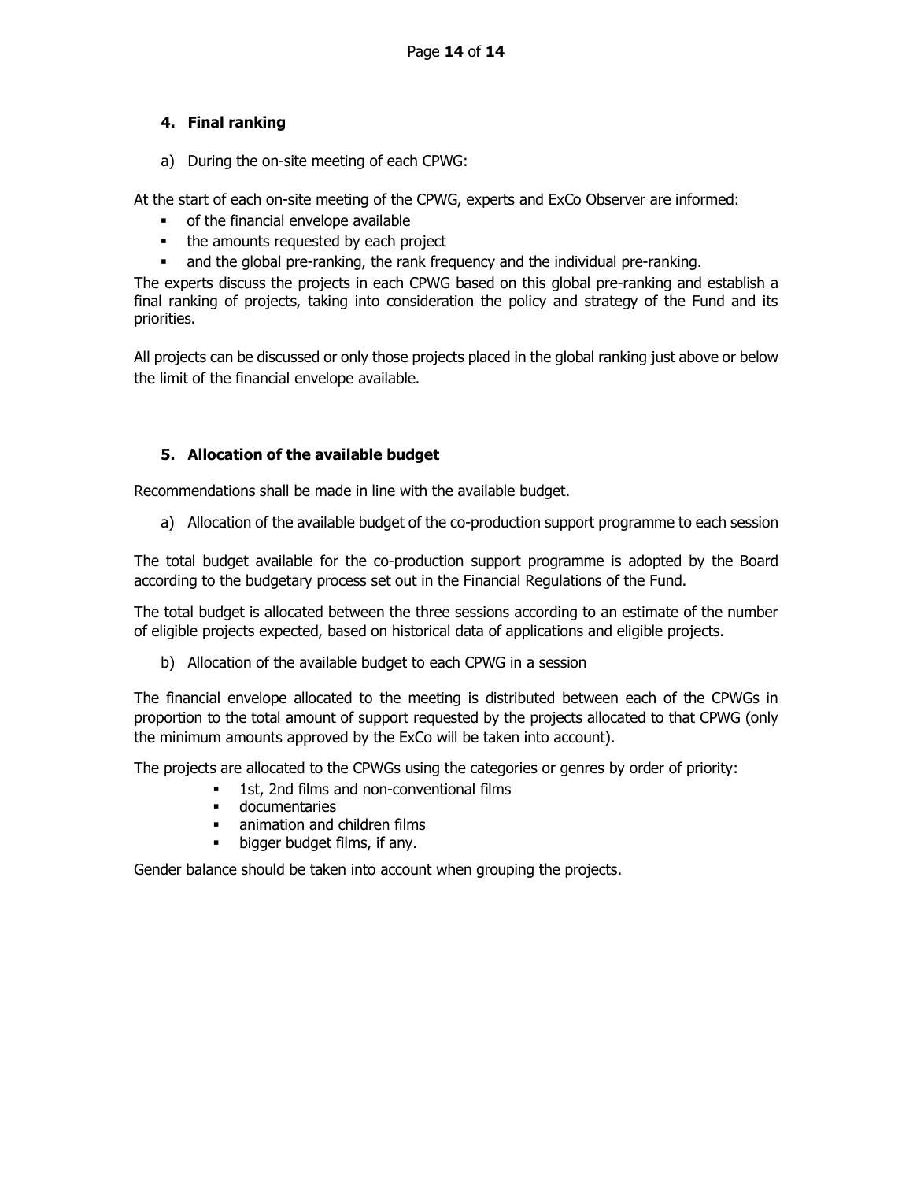## 4. Final ranking

a) During the on-site meeting of each CPWG:

At the start of each on-site meeting of the CPWG, experts and ExCo Observer are informed:

- of the financial envelope available
- the amounts requested by each project
- and the global pre-ranking, the rank frequency and the individual pre-ranking.

The experts discuss the projects in each CPWG based on this global pre-ranking and establish a final ranking of projects, taking into consideration the policy and strategy of the Fund and its priorities.

All projects can be discussed or only those projects placed in the global ranking just above or below the limit of the financial envelope available.

## 5. Allocation of the available budget

Recommendations shall be made in line with the available budget.

a) Allocation of the available budget of the co-production support programme to each session

The total budget available for the co-production support programme is adopted by the Board according to the budgetary process set out in the Financial Regulations of the Fund.

The total budget is allocated between the three sessions according to an estimate of the number of eligible projects expected, based on historical data of applications and eligible projects.

b) Allocation of the available budget to each CPWG in a session

The financial envelope allocated to the meeting is distributed between each of the CPWGs in proportion to the total amount of support requested by the projects allocated to that CPWG (only the minimum amounts approved by the ExCo will be taken into account).

The projects are allocated to the CPWGs using the categories or genres by order of priority:

- 1st, 2nd films and non-conventional films
- documentaries
- animation and children films
- bigger budget films, if any.

Gender balance should be taken into account when grouping the projects.